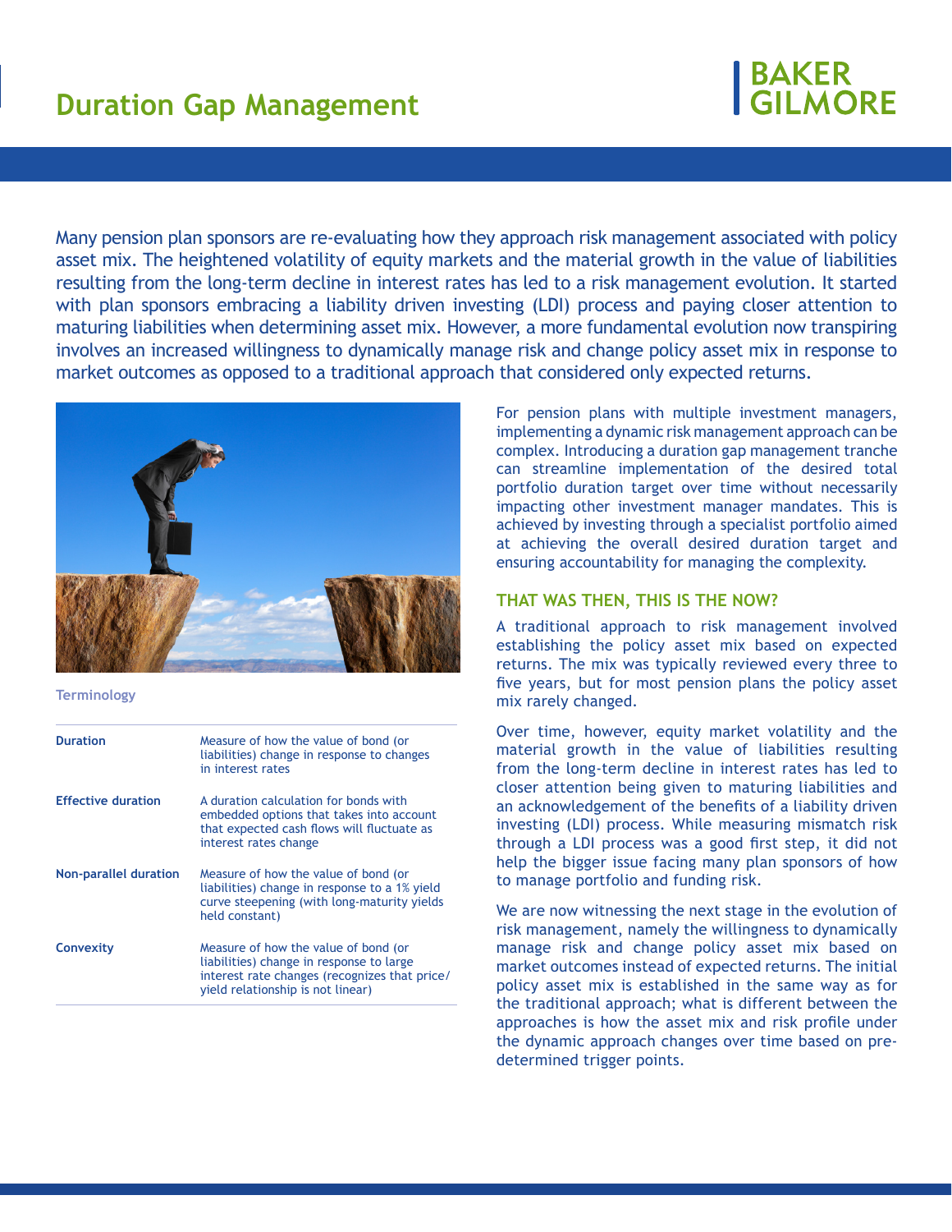# Duration Gap Management

BAKER GILMORE

Many pension plan sponsors are re-evaluating how they approach risk management associated with policy asset mix. The heightened volatility of equity markets and the material growth in the value of liabilities resulting from the long-term decline in interest rates has led to a risk management evolution. It started with plan sponsors embracing a liability driven investing (LDI) process and paying closer attention to maturing liabilities when determining asset mix. However, a more fundamental evolution now transpiring involves an increased willingness to dynamically manage risk and change policy asset mix in response to market outcomes as opposed to a traditional approach that considered only expected returns.

**Terminology**

| | |
|---|---|
| **Duration** | Measure of how the value of bond (or liabilities) change in response to changes in interest rates |
| **Effective duration** | A duration calculation for bonds with embedded options that takes into account that expected cash flows will fluctuate as interest rates change |
| **Non-parallel duration** | Measure of how the value of bond (or liabilities) change in response to a 1% yield curve steepening (with long-maturity yields held constant) |
| **Convexity** | Measure of how the value of bond (or liabilities) change in response to large interest rate changes (recognizes that price/yield relationship is not linear) |

For pension plans with multiple investment managers, implementing a dynamic risk management approach can be complex. Introducing a duration gap management tranche can streamline implementation of the desired total portfolio duration target over time without necessarily impacting other investment manager mandates. This is achieved by investing through a specialist portfolio aimed at achieving the overall desired duration target and ensuring accountability for managing the complexity.

## THAT WAS THEN, THIS IS THE NOW?

A traditional approach to risk management involved establishing the policy asset mix based on expected returns. The mix was typically reviewed every three to five years, but for most pension plans the policy asset mix rarely changed.

Over time, however, equity market volatility and the material growth in the value of liabilities resulting from the long-term decline in interest rates has led to closer attention being given to maturing liabilities and an acknowledgement of the benefits of a liability driven investing (LDI) process. While measuring mismatch risk through a LDI process was a good first step, it did not help the bigger issue facing many plan sponsors of how to manage portfolio and funding risk.

We are now witnessing the next stage in the evolution of risk management, namely the willingness to dynamically manage risk and change policy asset mix based on market outcomes instead of expected returns. The initial policy asset mix is established in the same way as for the traditional approach; what is different between the approaches is how the asset mix and risk profile under the dynamic approach changes over time based on pre-determined trigger points.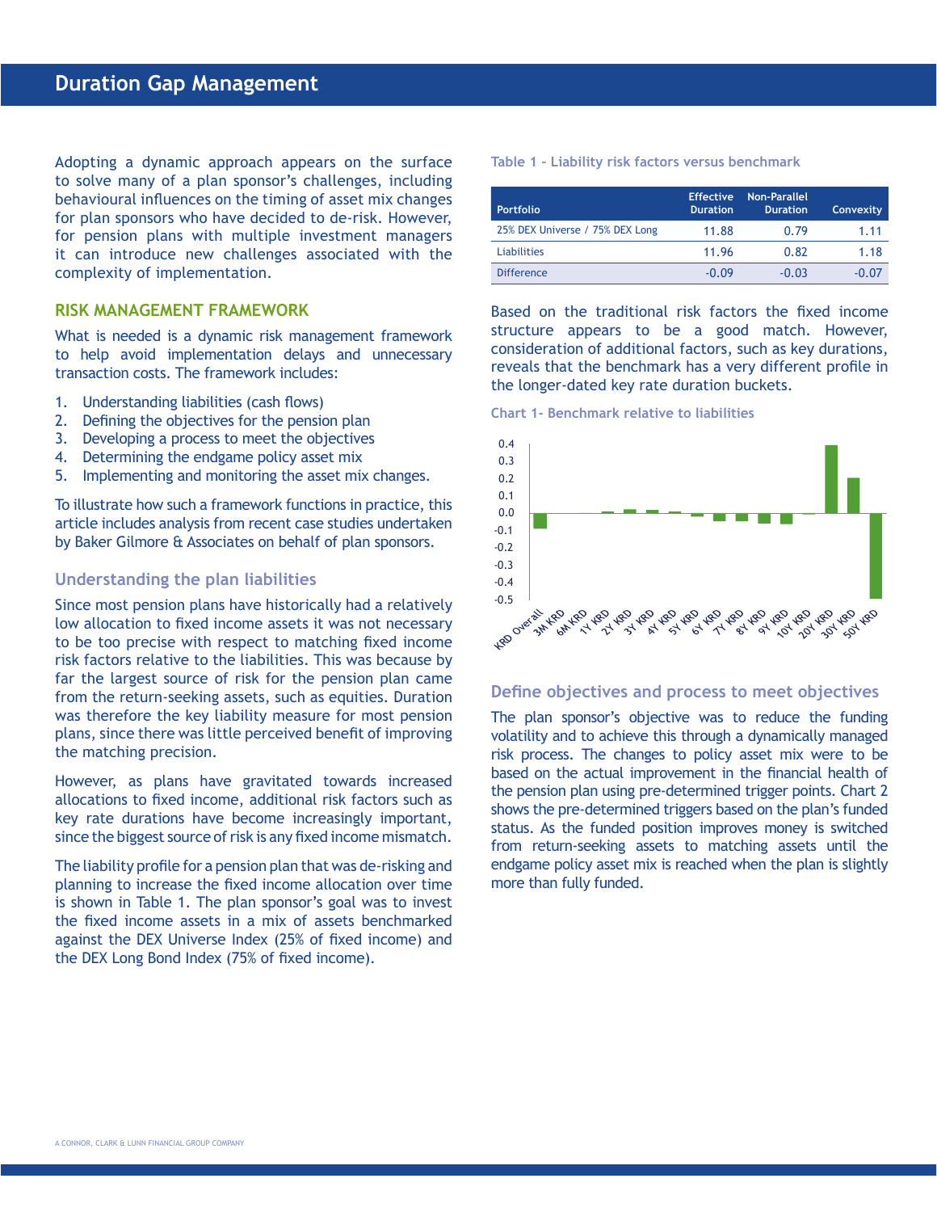# Duration Gap Management

Adopting a dynamic approach appears on the surface to solve many of a plan sponsor's challenges, including behavioural influences on the timing of asset mix changes for plan sponsors who have decided to de-risk. However, for pension plans with multiple investment managers it can introduce new challenges associated with the complexity of implementation.

## RISK MANAGEMENT FRAMEWORK

What is needed is a dynamic risk management framework to help avoid implementation delays and unnecessary transaction costs. The framework includes:

1. Understanding liabilities (cash flows)
2. Defining the objectives for the pension plan
3. Developing a process to meet the objectives
4. Determining the endgame policy asset mix
5. Implementing and monitoring the asset mix changes.

To illustrate how such a framework functions in practice, this article includes analysis from recent case studies undertaken by Baker Gilmore & Associates on behalf of plan sponsors.

### Understanding the plan liabilities

Since most pension plans have historically had a relatively low allocation to fixed income assets it was not necessary to be too precise with respect to matching fixed income risk factors relative to the liabilities. This was because by far the largest source of risk for the pension plan came from the return-seeking assets, such as equities. Duration was therefore the key liability measure for most pension plans, since there was little perceived benefit of improving the matching precision.

However, as plans have gravitated towards increased allocations to fixed income, additional risk factors such as key rate durations have become increasingly important, since the biggest source of risk is any fixed income mismatch.

The liability profile for a pension plan that was de-risking and planning to increase the fixed income allocation over time is shown in Table 1. The plan sponsor's goal was to invest the fixed income assets in a mix of assets benchmarked against the DEX Universe Index (25% of fixed income) and the DEX Long Bond Index (75% of fixed income).

Table 1 – Liability risk factors versus benchmark

| Portfolio | Effective Duration | Non-Parallel Duration | Convexity |
|---|---|---|---|
| 25% DEX Universe / 75% DEX Long | 11.88 | 0.79 | 1.11 |
| Liabilities | 11.96 | 0.82 | 1.18 |
| Difference | -0.09 | -0.03 | -0.07 |

Based on the traditional risk factors the fixed income structure appears to be a good match. However, consideration of additional factors, such as key durations, reveals that the benchmark has a very different profile in the longer-dated key rate duration buckets.

Chart 1- Benchmark relative to liabilities

### Define objectives and process to meet objectives

The plan sponsor's objective was to reduce the funding volatility and to achieve this through a dynamically managed risk process. The changes to policy asset mix were to be based on the actual improvement in the financial health of the pension plan using pre-determined trigger points. Chart 2 shows the pre-determined triggers based on the plan's funded status. As the funded position improves money is switched from return-seeking assets to matching assets until the endgame policy asset mix is reached when the plan is slightly more than fully funded.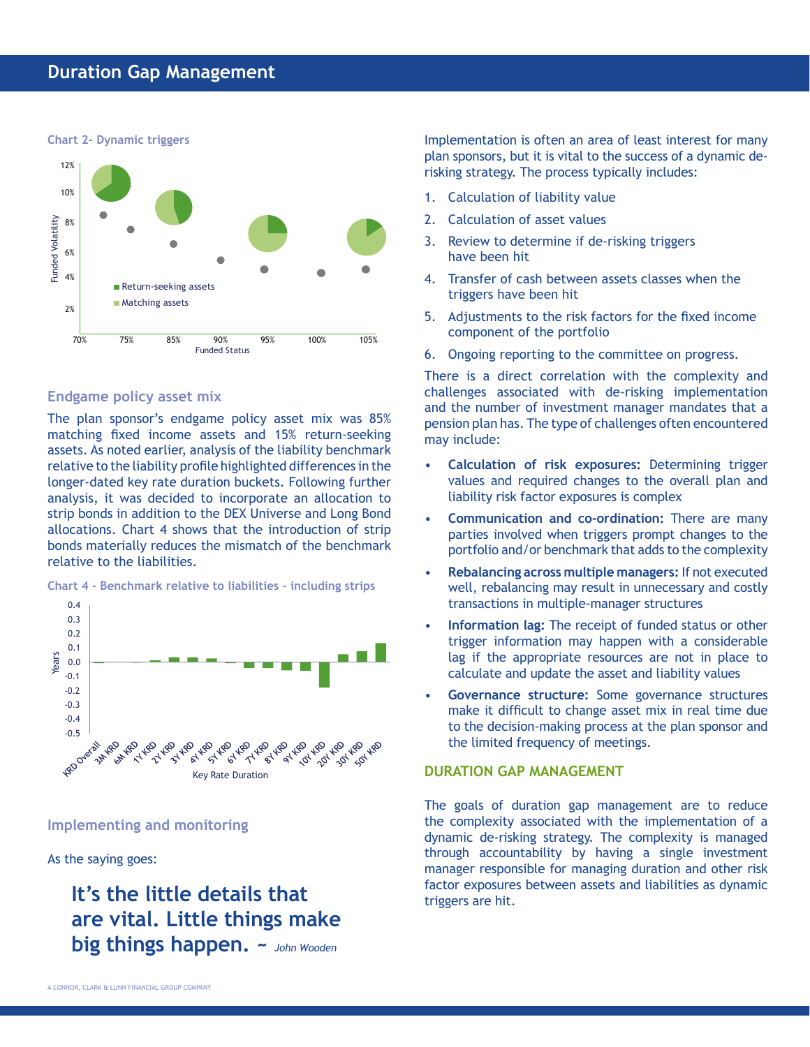## Duration Gap Management

**Chart 2- Dynamic triggers**

### Endgame policy asset mix

The plan sponsor's endgame policy asset mix was 85% matching fixed income assets and 15% return-seeking assets. As noted earlier, analysis of the liability benchmark relative to the liability profile highlighted differences in the longer-dated key rate duration buckets. Following further analysis, it was decided to incorporate an allocation to strip bonds in addition to the DEX Universe and Long Bond allocations. Chart 4 shows that the introduction of strip bonds materially reduces the mismatch of the benchmark relative to the liabilities.

**Chart 4 - Benchmark relative to liabilities - including strips**

### Implementing and monitoring

As the saying goes:

> **It's the little details that are vital. Little things make big things happen.** ~ *John Wooden*

Implementation is often an area of least interest for many plan sponsors, but it is vital to the success of a dynamic de-risking strategy. The process typically includes:

1. Calculation of liability value
2. Calculation of asset values
3. Review to determine if de-risking triggers have been hit
4. Transfer of cash between assets classes when the triggers have been hit
5. Adjustments to the risk factors for the fixed income component of the portfolio
6. Ongoing reporting to the committee on progress.

There is a direct correlation with the complexity and challenges associated with de-risking implementation and the number of investment manager mandates that a pension plan has. The type of challenges often encountered may include:

- **Calculation of risk exposures:** Determining trigger values and required changes to the overall plan and liability risk factor exposures is complex
- **Communication and co-ordination:** There are many parties involved when triggers prompt changes to the portfolio and/or benchmark that adds to the complexity
- **Rebalancing across multiple managers:** If not executed well, rebalancing may result in unnecessary and costly transactions in multiple-manager structures
- **Information lag:** The receipt of funded status or other trigger information may happen with a considerable lag if the appropriate resources are not in place to calculate and update the asset and liability values
- **Governance structure:** Some governance structures make it difficult to change asset mix in real time due to the decision-making process at the plan sponsor and the limited frequency of meetings.

### DURATION GAP MANAGEMENT

The goals of duration gap management are to reduce the complexity associated with the implementation of a dynamic de-risking strategy. The complexity is managed through accountability by having a single investment manager responsible for managing duration and other risk factor exposures between assets and liabilities as dynamic triggers are hit.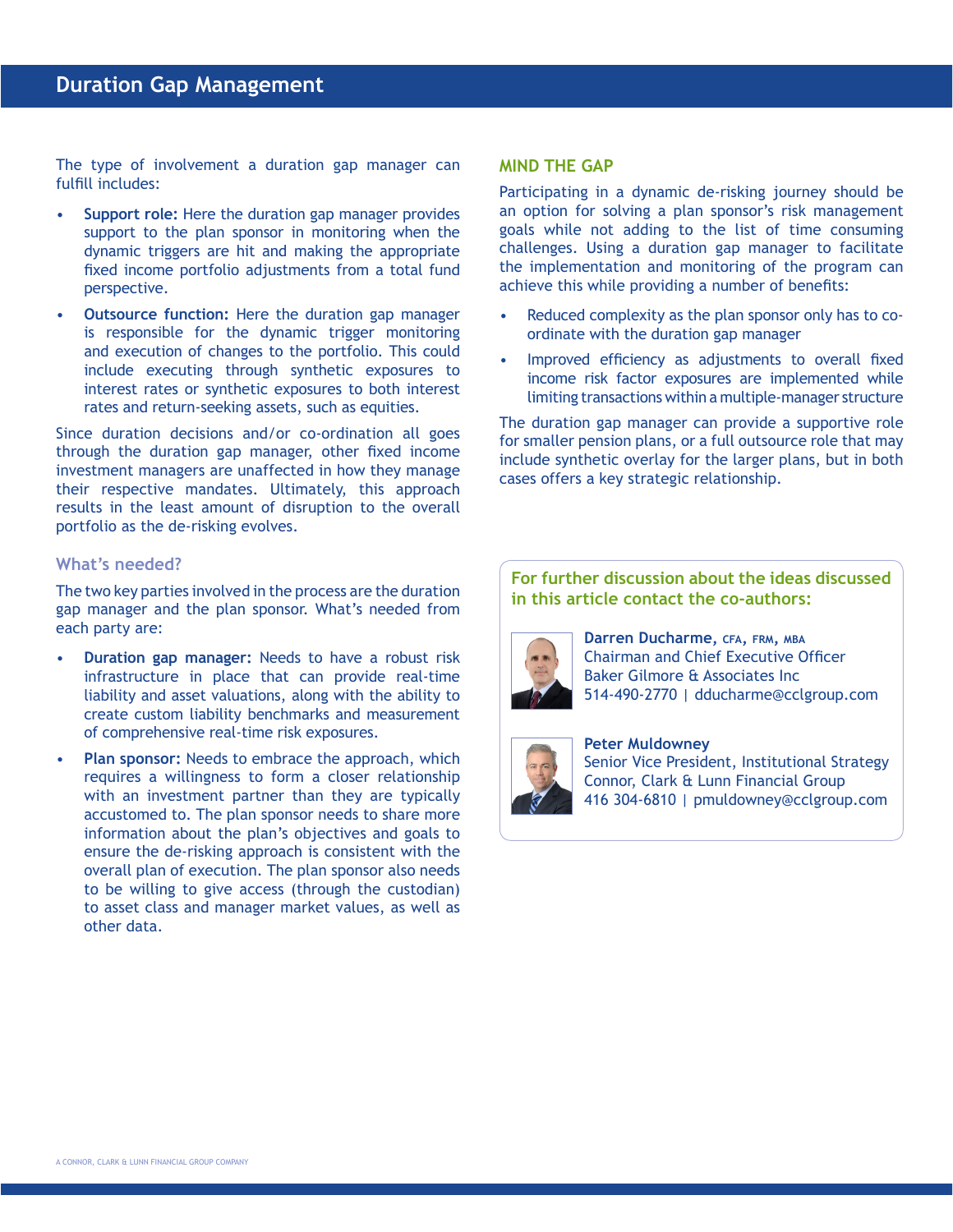# Duration Gap Management

The type of involvement a duration gap manager can fulfill includes:

- **Support role:** Here the duration gap manager provides support to the plan sponsor in monitoring when the dynamic triggers are hit and making the appropriate fixed income portfolio adjustments from a total fund perspective.
- **Outsource function:** Here the duration gap manager is responsible for the dynamic trigger monitoring and execution of changes to the portfolio. This could include executing through synthetic exposures to interest rates or synthetic exposures to both interest rates and return-seeking assets, such as equities.

Since duration decisions and/or co-ordination all goes through the duration gap manager, other fixed income investment managers are unaffected in how they manage their respective mandates. Ultimately, this approach results in the least amount of disruption to the overall portfolio as the de-risking evolves.

### What's needed?

The two key parties involved in the process are the duration gap manager and the plan sponsor. What's needed from each party are:

- **Duration gap manager:** Needs to have a robust risk infrastructure in place that can provide real-time liability and asset valuations, along with the ability to create custom liability benchmarks and measurement of comprehensive real-time risk exposures.
- **Plan sponsor:** Needs to embrace the approach, which requires a willingness to form a closer relationship with an investment partner than they are typically accustomed to. The plan sponsor needs to share more information about the plan's objectives and goals to ensure the de-risking approach is consistent with the overall plan of execution. The plan sponsor also needs to be willing to give access (through the custodian) to asset class and manager market values, as well as other data.

## MIND THE GAP

Participating in a dynamic de-risking journey should be an option for solving a plan sponsor's risk management goals while not adding to the list of time consuming challenges. Using a duration gap manager to facilitate the implementation and monitoring of the program can achieve this while providing a number of benefits:

- Reduced complexity as the plan sponsor only has to co-ordinate with the duration gap manager
- Improved efficiency as adjustments to overall fixed income risk factor exposures are implemented while limiting transactions within a multiple-manager structure

The duration gap manager can provide a supportive role for smaller pension plans, or a full outsource role that may include synthetic overlay for the larger plans, but in both cases offers a key strategic relationship.

**For further discussion about the ideas discussed in this article contact the co-authors:**

**Darren Ducharme,** CFA, FRM, MBA
Chairman and Chief Executive Officer
Baker Gilmore & Associates Inc
514-490-2770 | dducharme@cclgroup.com

**Peter Muldowney**
Senior Vice President, Institutional Strategy
Connor, Clark & Lunn Financial Group
416 304-6810 | pmuldowney@cclgroup.com

A CONNOR, CLARK & LUNN FINANCIAL GROUP COMPANY